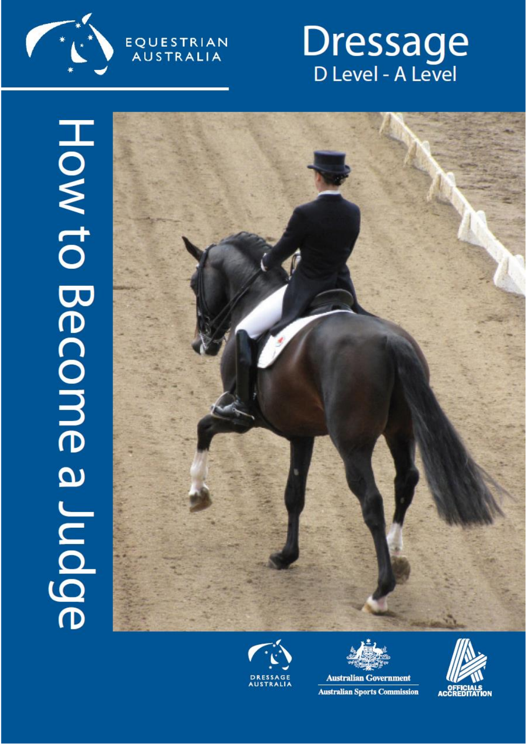EQUESTRIAN AUSTRALIA

# Dressage

## D Level - A Level

# How to Become a Judge

DRESSAGE AUSTRALIA

Australian Government

Australian Sports Commission

OFFICIALS ACCREDITATION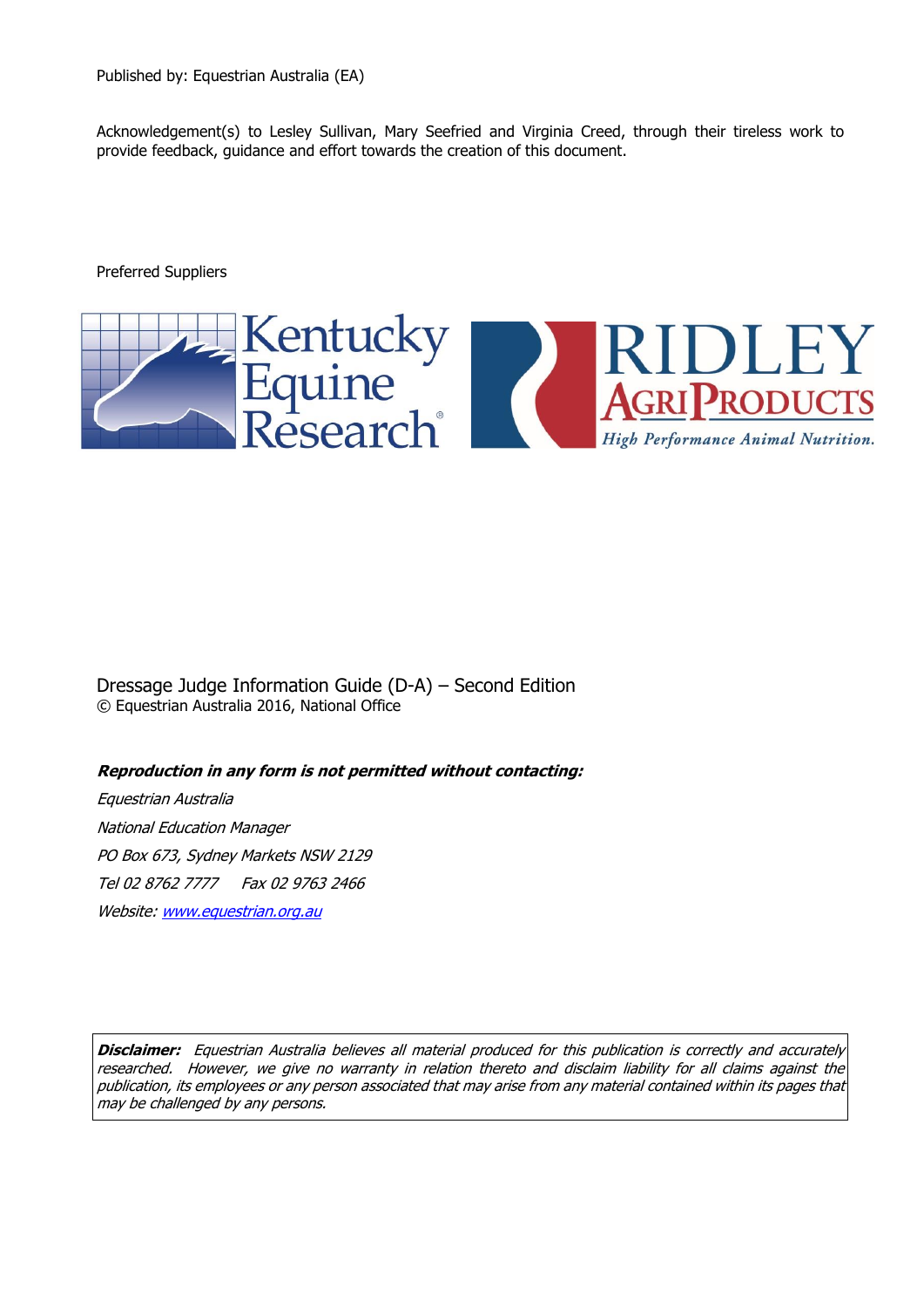Published by: Equestrian Australia (EA)

Acknowledgement(s) to Lesley Sullivan, Mary Seefried and Virginia Creed, through their tireless work to provide feedback, guidance and effort towards the creation of this document.

Preferred Suppliers

Kentucky Equine Research®

RIDLEY AGRIPRODUCTS *High Performance Animal Nutrition.*

Dressage Judge Information Guide (D-A) – Second Edition
© Equestrian Australia 2016, National Office

***Reproduction in any form is not permitted without contacting:***

*Equestrian Australia*

*National Education Manager*

*PO Box 673, Sydney Markets NSW 2129*

*Tel 02 8762 7777     Fax 02 9763 2466*

*Website: www.equestrian.org.au*

***Disclaimer:*** *Equestrian Australia believes all material produced for this publication is correctly and accurately researched. However, we give no warranty in relation thereto and disclaim liability for all claims against the publication, its employees or any person associated that may arise from any material contained within its pages that may be challenged by any persons.*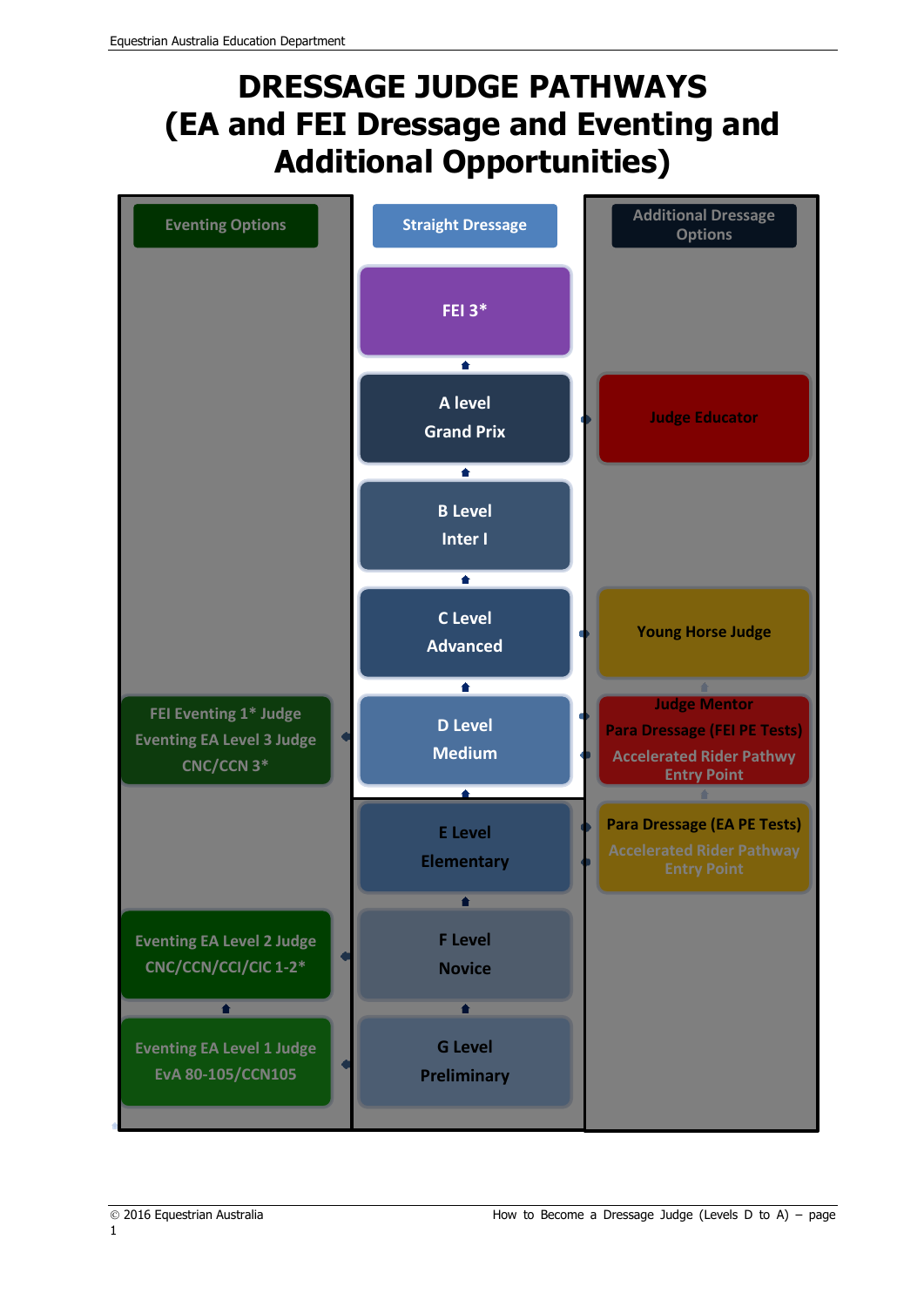# DRESSAGE JUDGE PATHWAYS (EA and FEI Dressage and Eventing and Additional Opportunities)

| Eventing Options | Straight Dressage | Additional Dressage Options |
| --- | --- | --- |
| | FEI 3* | |
| | A level Grand Prix | Judge Educator |
| | B Level Inter I | |
| | C Level Advanced | Young Horse Judge |
| FEI Eventing 1* Judge Eventing EA Level 3 Judge CNC/CCN 3* | D Level Medium | Judge Mentor Para Dressage (FEI PE Tests) Accelerated Rider Pathway Entry Point |
| | E Level Elementary | Para Dressage (EA PE Tests) Accelerated Rider Pathway Entry Point |
| Eventing EA Level 2 Judge CNC/CCN/CCI/CIC 1-2* | F Level Novice | |
| Eventing EA Level 1 Judge EvA 80-105/CCN105 | G Level Preliminary | |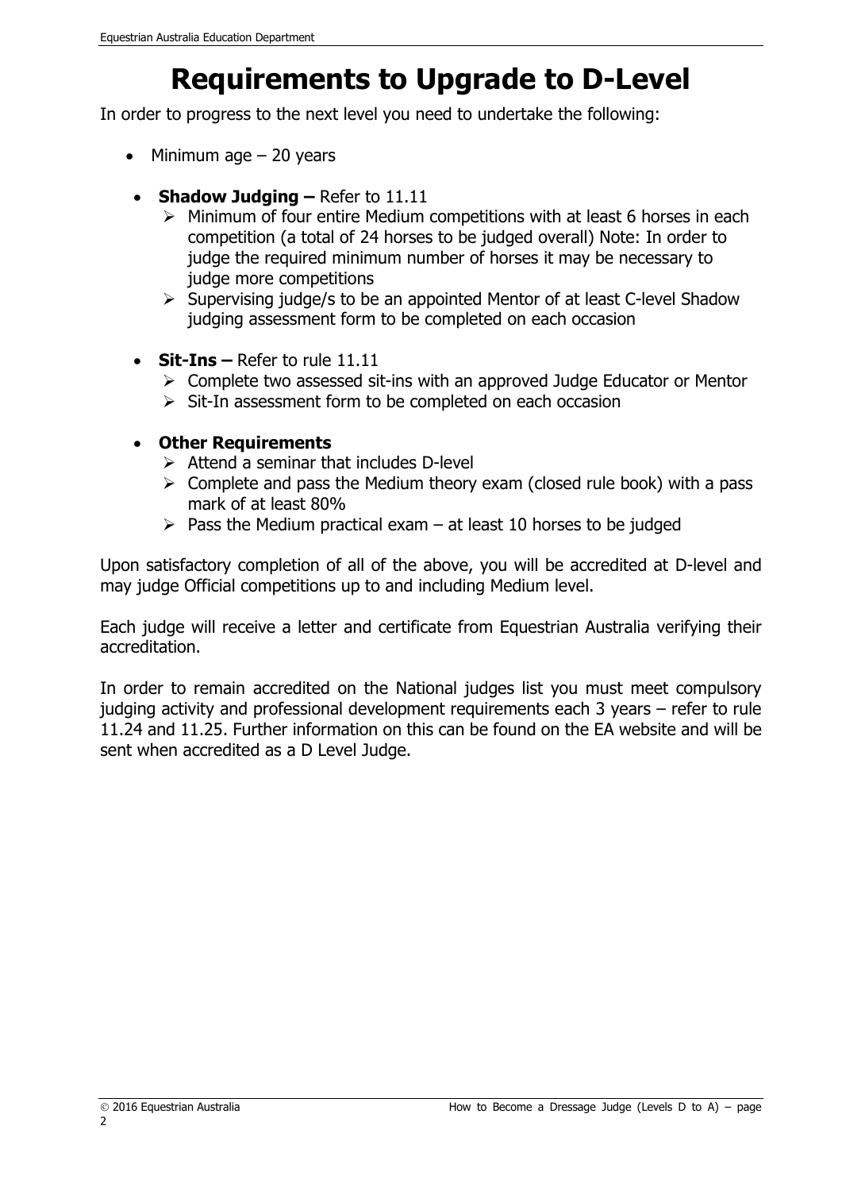# Requirements to Upgrade to D-Level

In order to progress to the next level you need to undertake the following:

- Minimum age – 20 years
- **Shadow Judging –** Refer to 11.11
  - Minimum of four entire Medium competitions with at least 6 horses in each competition (a total of 24 horses to be judged overall) Note: In order to judge the required minimum number of horses it may be necessary to judge more competitions
  - Supervising judge/s to be an appointed Mentor of at least C-level Shadow judging assessment form to be completed on each occasion
- **Sit-Ins –** Refer to rule 11.11
  - Complete two assessed sit-ins with an approved Judge Educator or Mentor
  - Sit-In assessment form to be completed on each occasion
- **Other Requirements**
  - Attend a seminar that includes D-level
  - Complete and pass the Medium theory exam (closed rule book) with a pass mark of at least 80%
  - Pass the Medium practical exam – at least 10 horses to be judged

Upon satisfactory completion of all of the above, you will be accredited at D-level and may judge Official competitions up to and including Medium level.

Each judge will receive a letter and certificate from Equestrian Australia verifying their accreditation.

In order to remain accredited on the National judges list you must meet compulsory judging activity and professional development requirements each 3 years – refer to rule 11.24 and 11.25. Further information on this can be found on the EA website and will be sent when accredited as a D Level Judge.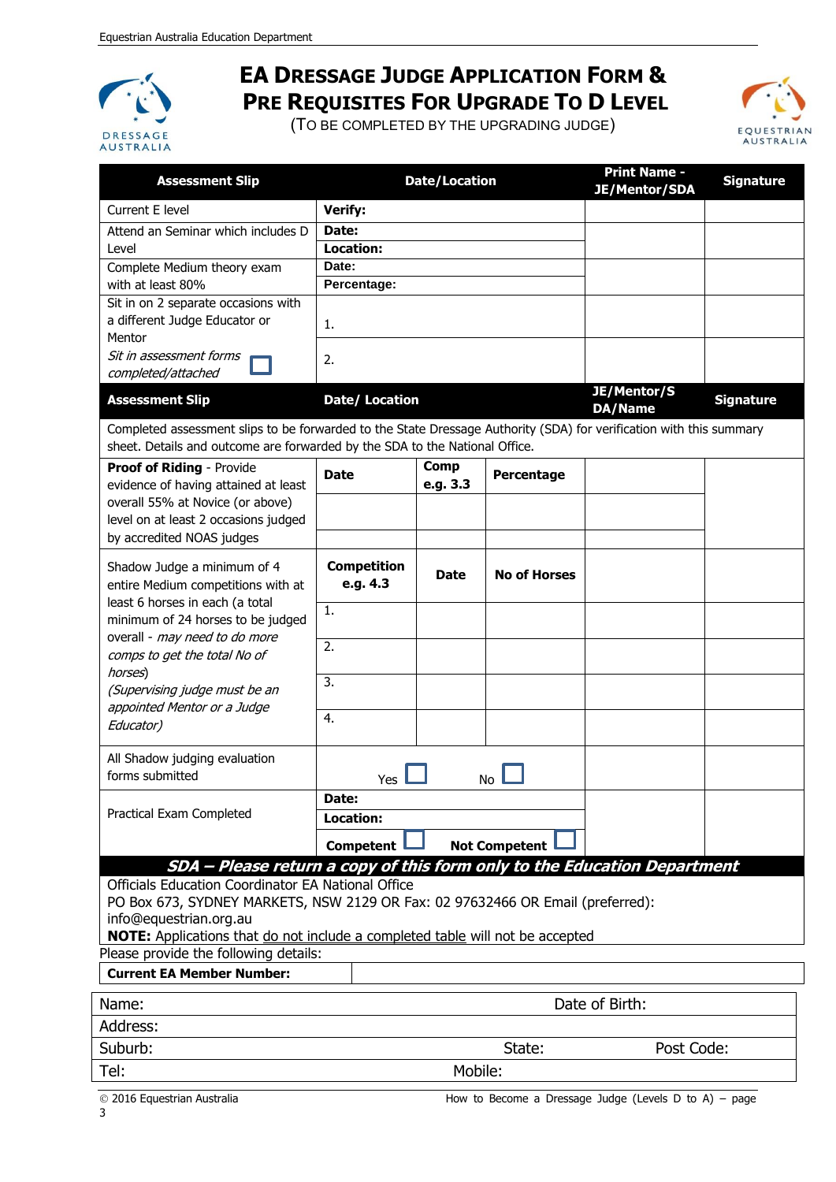# EA Dressage Judge Application Form & Pre Requisites For Upgrade To D Level

(To be completed by the upgrading judge)

| Assessment Slip | Date/Location | | | Print Name - JE/Mentor/SDA | Signature |
|---|---|---|---|---|---|
| Current E level | **Verify:** | | | | |
| Attend an Seminar which includes D Level | **Date:**<br>**Location:** | | | | |
| Complete Medium theory exam with at least 80% | **Date:**<br>**Percentage:** | | | | |
| Sit in on 2 separate occasions with a different Judge Educator or Mentor | 1. | | | | |
| *Sit in assessment forms completed/attached* ☐ | 2. | | | | |
| **Assessment Slip** | **Date/ Location** | | | **JE/Mentor/SDA/Name** | **Signature** |
| Completed assessment slips to be forwarded to the State Dressage Authority (SDA) for verification with this summary sheet. Details and outcome are forwarded by the SDA to the National Office. | | | | | |
| **Proof of Riding** - Provide evidence of having attained at least overall 55% at Novice (or above) level on at least 2 occasions judged by accredited NOAS judges | **Date** | **Comp e.g. 3.3** | **Percentage** | | |
| | | | | | |
| | | | | | |
| Shadow Judge a minimum of 4 entire Medium competitions with at least 6 horses in each (a total minimum of 24 horses to be judged overall - *may need to do more comps to get the total No of horses*) *(Supervising judge must be an appointed Mentor or a Judge Educator)* | **Competition e.g. 4.3** | **Date** | **No of Horses** | | |
| | 1. | | | | |
| | 2. | | | | |
| | 3. | | | | |
| | 4. | | | | |
| All Shadow judging evaluation forms submitted | Yes ☐ No ☐ | | | | |
| Practical Exam Completed | **Date:**<br>**Location:**<br>**Competent** ☐ **Not Competent** ☐ | | | | |

***SDA – Please return a copy of this form only to the Education Department***

Officials Education Coordinator EA National Office
PO Box 673, SYDNEY MARKETS, NSW 2129 OR Fax: 02 97632466 OR Email (preferred): info@equestrian.org.au
**NOTE:** Applications that do not include a completed table will not be accepted

Please provide the following details:

| **Current EA Member Number:** | |
|---|---|

| | | |
|---|---|---|
| Name: | Date of Birth: | |
| Address: | | |
| Suburb: | State: | Post Code: |
| Tel: | Mobile: | |

© 2016 Equestrian Australia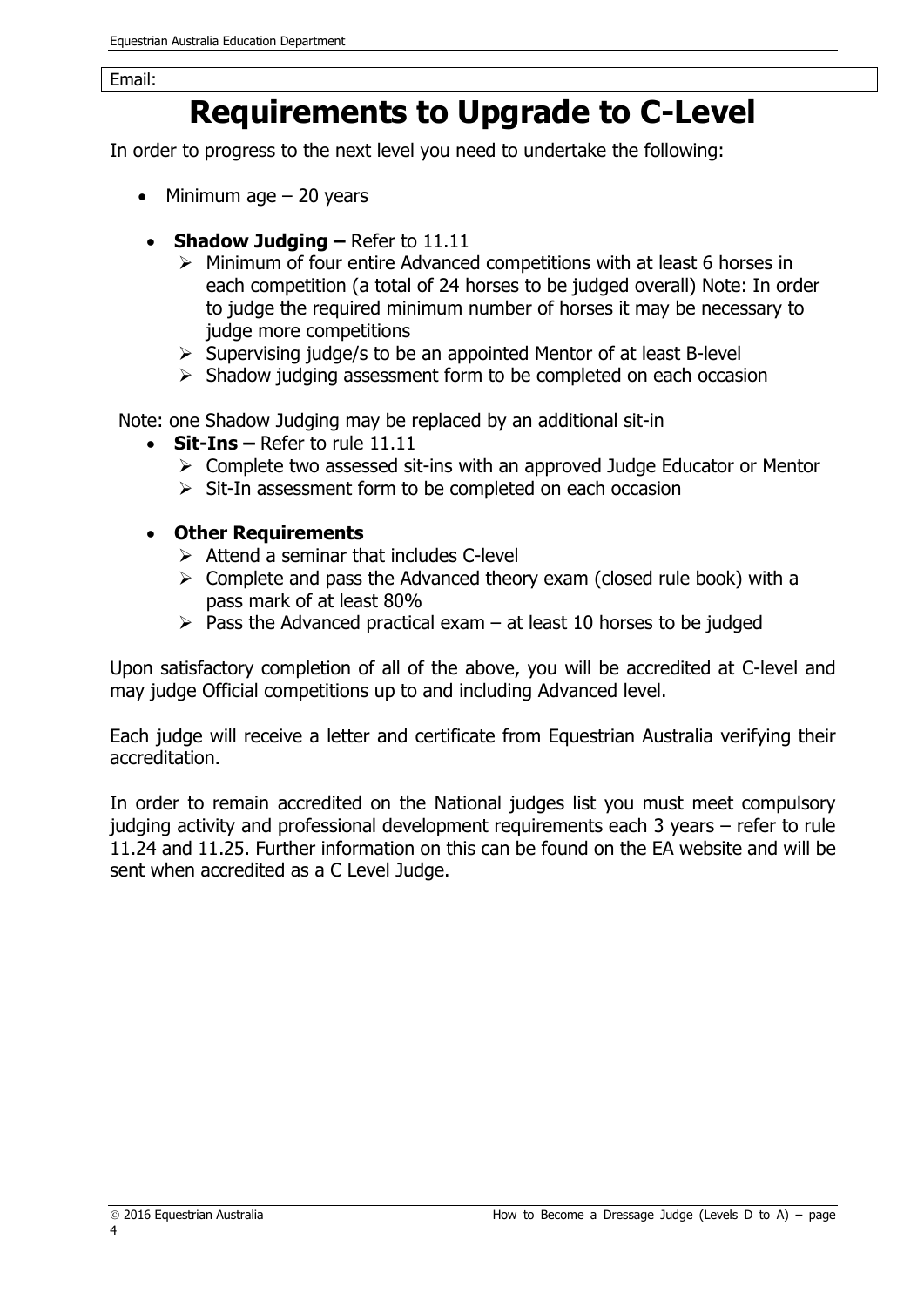Email:

# Requirements to Upgrade to C-Level

In order to progress to the next level you need to undertake the following:

- Minimum age – 20 years

- **Shadow Judging –** Refer to 11.11
  - Minimum of four entire Advanced competitions with at least 6 horses in each competition (a total of 24 horses to be judged overall) Note: In order to judge the required minimum number of horses it may be necessary to judge more competitions
  - Supervising judge/s to be an appointed Mentor of at least B-level
  - Shadow judging assessment form to be completed on each occasion

Note: one Shadow Judging may be replaced by an additional sit-in

- **Sit-Ins –** Refer to rule 11.11
  - Complete two assessed sit-ins with an approved Judge Educator or Mentor
  - Sit-In assessment form to be completed on each occasion

- **Other Requirements**
  - Attend a seminar that includes C-level
  - Complete and pass the Advanced theory exam (closed rule book) with a pass mark of at least 80%
  - Pass the Advanced practical exam – at least 10 horses to be judged

Upon satisfactory completion of all of the above, you will be accredited at C-level and may judge Official competitions up to and including Advanced level.

Each judge will receive a letter and certificate from Equestrian Australia verifying their accreditation.

In order to remain accredited on the National judges list you must meet compulsory judging activity and professional development requirements each 3 years – refer to rule 11.24 and 11.25. Further information on this can be found on the EA website and will be sent when accredited as a C Level Judge.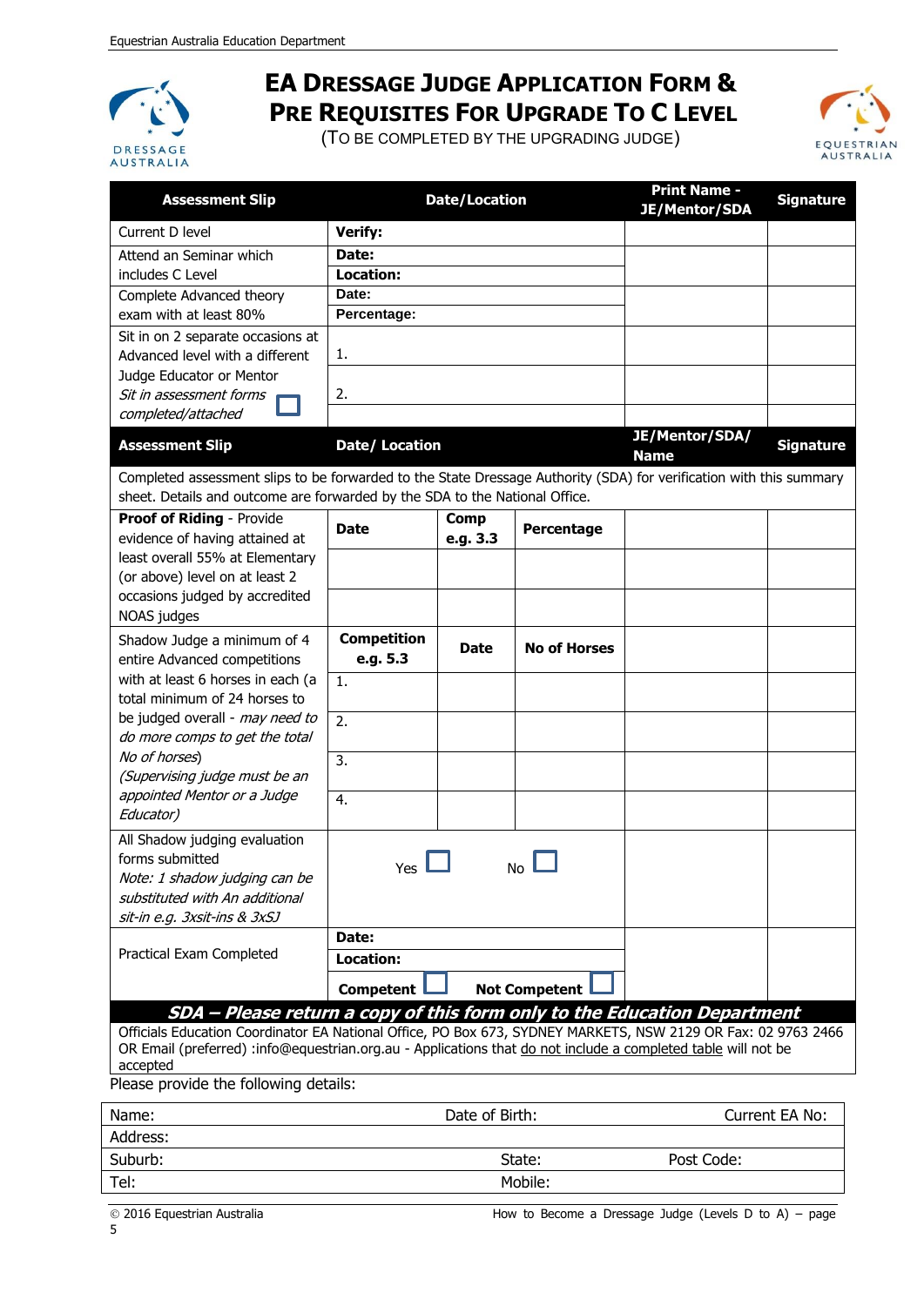# EA DRESSAGE JUDGE APPLICATION FORM & PRE REQUISITES FOR UPGRADE TO C LEVEL

(TO BE COMPLETED BY THE UPGRADING JUDGE)

| Assessment Slip | Date/Location | | | Print Name - JE/Mentor/SDA | Signature |
|---|---|---|---|---|---|
| Current D level | **Verify:** | | | | |
| Attend an Seminar which includes C Level | **Date:** | | | | |
| | **Location:** | | | | |
| Complete Advanced theory exam with at least 80% | **Date:** | | | | |
| | **Percentage:** | | | | |
| Sit in on 2 separate occasions at Advanced level with a different Judge Educator or Mentor *Sit in assessment forms completed/attached* ☐ | 1. | | | | |
| | 2. | | | | |
| | | | | | |
| **Assessment Slip** | **Date/ Location** | | | **JE/Mentor/SDA/ Name** | **Signature** |
| Completed assessment slips to be forwarded to the State Dressage Authority (SDA) for verification with this summary sheet. Details and outcome are forwarded by the SDA to the National Office. | | | | | |
| **Proof of Riding** - Provide evidence of having attained at least overall 55% at Elementary (or above) level on at least 2 occasions judged by accredited NOAS judges | **Date** | **Comp e.g. 3.3** | **Percentage** | | |
| | | | | | |
| | | | | | |
| Shadow Judge a minimum of 4 entire Advanced competitions with at least 6 horses in each (a total minimum of 24 horses to be judged overall - *may need to do more comps to get the total No of horses*) *(Supervising judge must be an appointed Mentor or a Judge Educator)* | **Competition e.g. 5.3** | **Date** | **No of Horses** | | |
| | 1. | | | | |
| | 2. | | | | |
| | 3. | | | | |
| | 4. | | | | |
| All Shadow judging evaluation forms submitted *Note: 1 shadow judging can be substituted with An additional sit-in e.g. 3xsit-ins & 3xSJ* | Yes ☐ | | No ☐ | | |
| Practical Exam Completed | **Date:** | | | | |
| | **Location:** | | | | |
| | **Competent** ☐ | | **Not Competent** ☐ | | |

***SDA – Please return a copy of this form only to the Education Department***

Officials Education Coordinator EA National Office, PO Box 673, SYDNEY MARKETS, NSW 2129 OR Fax: 02 9763 2466 OR Email (preferred) :info@equestrian.org.au - Applications that do not include a completed table will not be accepted

Please provide the following details:

| Name: | Date of Birth: | Current EA No: |
|---|---|---|
| Address: | | |
| Suburb: | State: | Post Code: |
| Tel: | Mobile: | |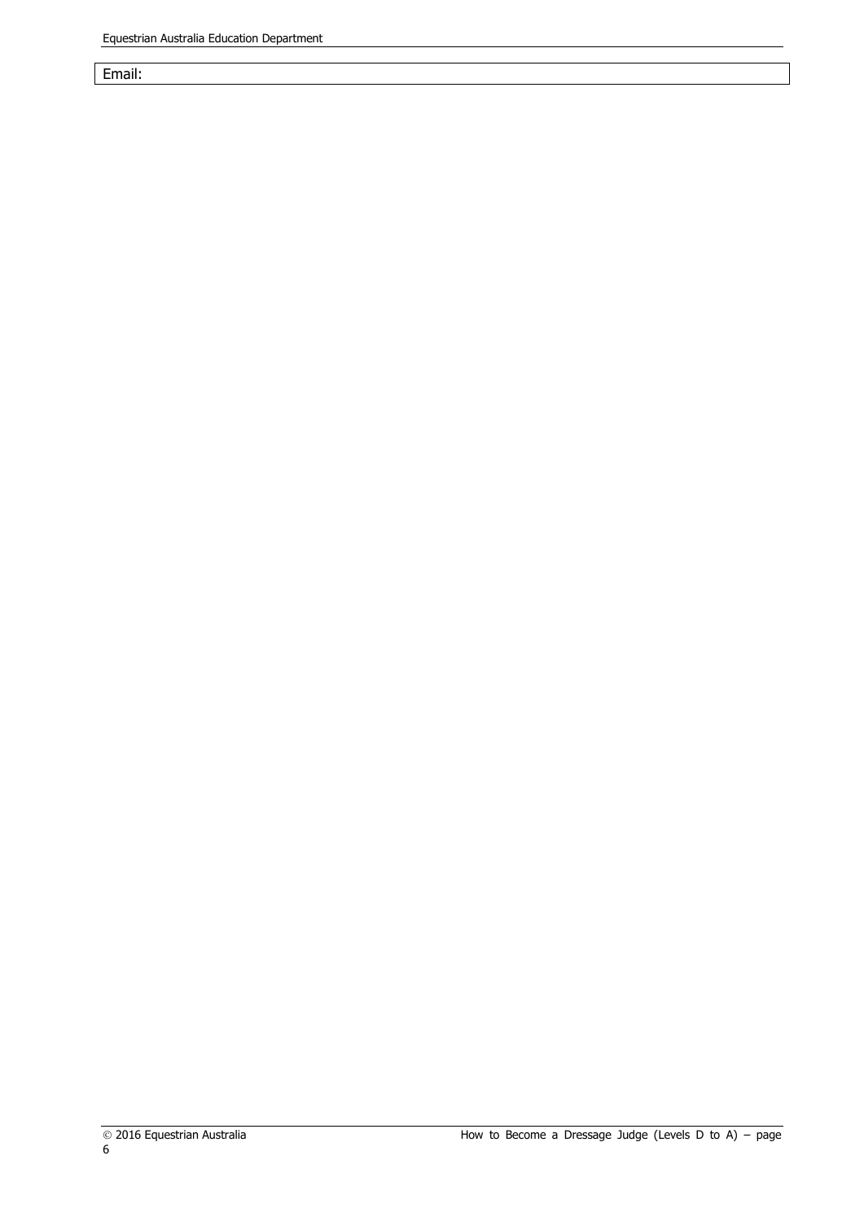| Email: |
|---|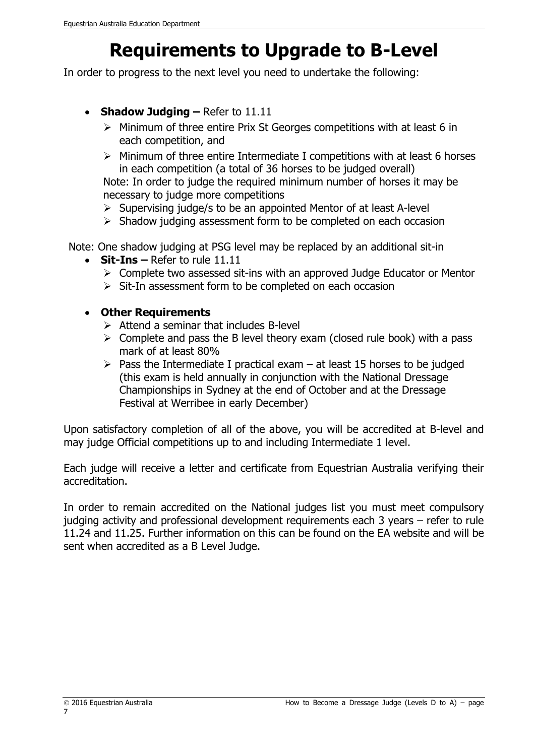# Requirements to Upgrade to B-Level

In order to progress to the next level you need to undertake the following:

- **Shadow Judging –** Refer to 11.11
  - Minimum of three entire Prix St Georges competitions with at least 6 in each competition, and
  - Minimum of three entire Intermediate I competitions with at least 6 horses in each competition (a total of 36 horses to be judged overall)

  Note: In order to judge the required minimum number of horses it may be necessary to judge more competitions
  - Supervising judge/s to be an appointed Mentor of at least A-level
  - Shadow judging assessment form to be completed on each occasion

Note: One shadow judging at PSG level may be replaced by an additional sit-in

- **Sit-Ins –** Refer to rule 11.11
  - Complete two assessed sit-ins with an approved Judge Educator or Mentor
  - Sit-In assessment form to be completed on each occasion

- **Other Requirements**
  - Attend a seminar that includes B-level
  - Complete and pass the B level theory exam (closed rule book) with a pass mark of at least 80%
  - Pass the Intermediate I practical exam – at least 15 horses to be judged (this exam is held annually in conjunction with the National Dressage Championships in Sydney at the end of October and at the Dressage Festival at Werribee in early December)

Upon satisfactory completion of all of the above, you will be accredited at B-level and may judge Official competitions up to and including Intermediate 1 level.

Each judge will receive a letter and certificate from Equestrian Australia verifying their accreditation.

In order to remain accredited on the National judges list you must meet compulsory judging activity and professional development requirements each 3 years – refer to rule 11.24 and 11.25. Further information on this can be found on the EA website and will be sent when accredited as a B Level Judge.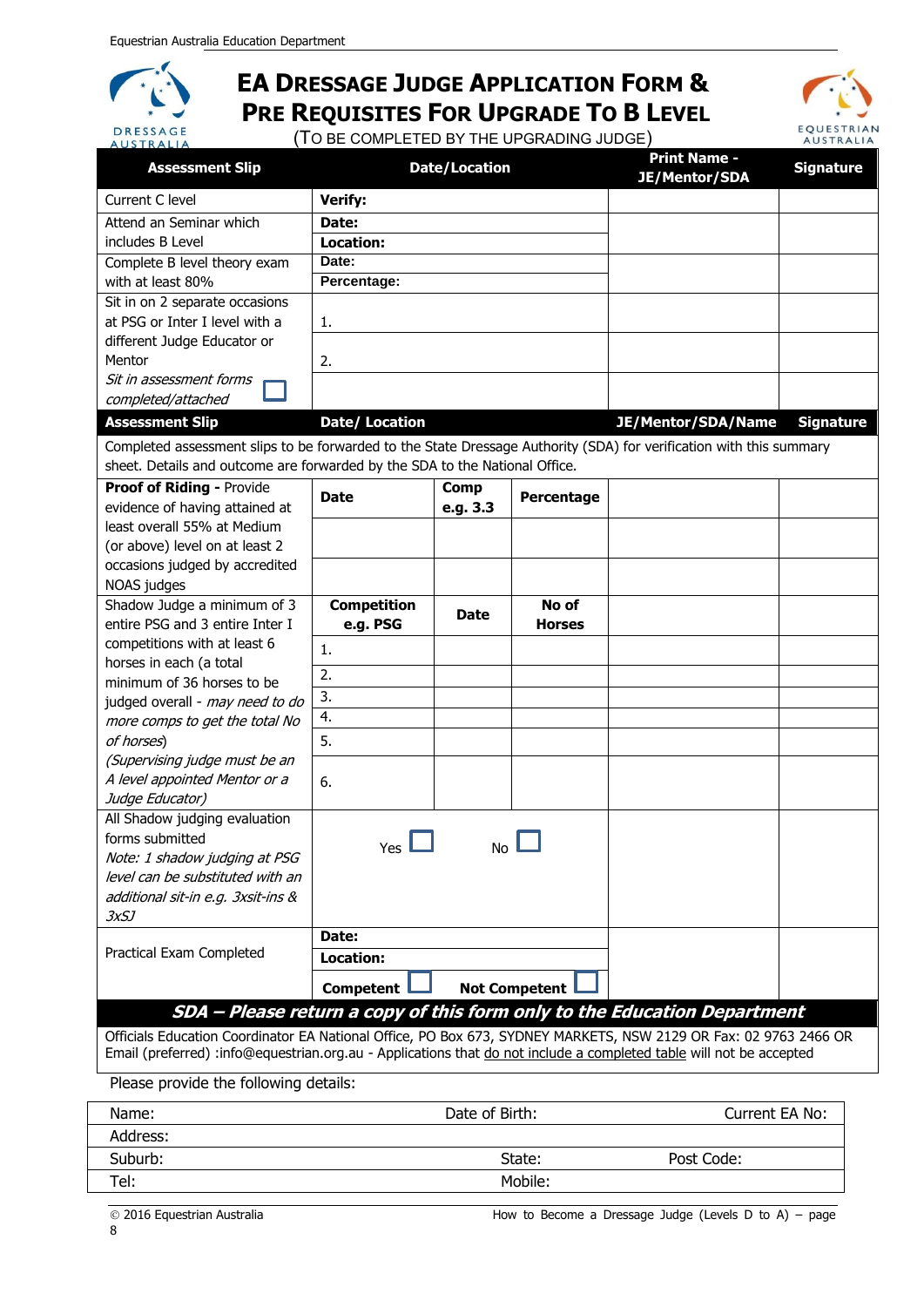# EA Dressage Judge Application Form & Pre Requisites For Upgrade To B Level

(To be completed by the upgrading judge)

| Assessment Slip | Date/Location | | | Print Name - JE/Mentor/SDA | Signature |
|---|---|---|---|---|---|
| Current C level | **Verify:** | | | | |
| Attend an Seminar which includes B Level | **Date:** | | | | |
| | **Location:** | | | | |
| Complete B level theory exam with at least 80% | **Date:** | | | | |
| | **Percentage:** | | | | |
| Sit in on 2 separate occasions at PSG or Inter I level with a different Judge Educator or Mentor | 1. | | | | |
| | 2. | | | | |
| *Sit in assessment forms completed/attached* ☐ | | | | | |
| **Assessment Slip** | **Date/ Location** | | | **JE/Mentor/SDA/Name** | **Signature** |
| Completed assessment slips to be forwarded to the State Dressage Authority (SDA) for verification with this summary sheet. Details and outcome are forwarded by the SDA to the National Office. | | | | | |
| **Proof of Riding -** Provide evidence of having attained at least overall 55% at Medium (or above) level on at least 2 occasions judged by accredited NOAS judges | **Date** | **Comp e.g. 3.3** | **Percentage** | | |
| | | | | | |
| | | | | | |
| Shadow Judge a minimum of 3 entire PSG and 3 entire Inter I competitions with at least 6 horses in each (a total minimum of 36 horses to be judged overall - *may need to do more comps to get the total No of horses*) *(Supervising judge must be an A level appointed Mentor or a Judge Educator)* | **Competition e.g. PSG** | **Date** | **No of Horses** | | |
| | 1. | | | | |
| | 2. | | | | |
| | 3. | | | | |
| | 4. | | | | |
| | 5. | | | | |
| | 6. | | | | |
| All Shadow judging evaluation forms submitted *Note: 1 shadow judging at PSG level can be substituted with an additional sit-in e.g. 3xsit-ins & 3xSJ* | Yes ☐ | No ☐ | | | |
| Practical Exam Completed | **Date:** | | | | |
| | **Location:** | | | | |
| | **Competent** ☐ | **Not Competent** ☐ | | | |

***SDA – Please return a copy of this form only to the Education Department***

Officials Education Coordinator EA National Office, PO Box 673, SYDNEY MARKETS, NSW 2129 OR Fax: 02 9763 2466 OR Email (preferred) :info@equestrian.org.au - Applications that <u>do not include a completed table</u> will not be accepted

Please provide the following details:

| Name: | Date of Birth: | Current EA No: |
|---|---|---|
| Address: | | |
| Suburb: | State: | Post Code: |
| Tel: | Mobile: | |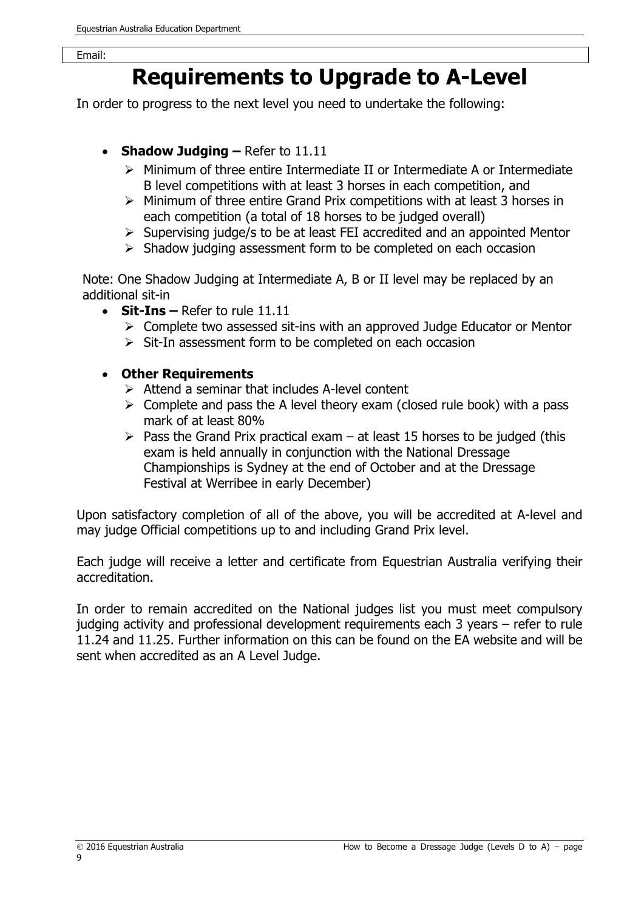Email:

# Requirements to Upgrade to A-Level

In order to progress to the next level you need to undertake the following:

- **Shadow Judging –** Refer to 11.11
  - Minimum of three entire Intermediate II or Intermediate A or Intermediate B level competitions with at least 3 horses in each competition, and
  - Minimum of three entire Grand Prix competitions with at least 3 horses in each competition (a total of 18 horses to be judged overall)
  - Supervising judge/s to be at least FEI accredited and an appointed Mentor
  - Shadow judging assessment form to be completed on each occasion

Note: One Shadow Judging at Intermediate A, B or II level may be replaced by an additional sit-in

- **Sit-Ins –** Refer to rule 11.11
  - Complete two assessed sit-ins with an approved Judge Educator or Mentor
  - Sit-In assessment form to be completed on each occasion

- **Other Requirements**
  - Attend a seminar that includes A-level content
  - Complete and pass the A level theory exam (closed rule book) with a pass mark of at least 80%
  - Pass the Grand Prix practical exam – at least 15 horses to be judged (this exam is held annually in conjunction with the National Dressage Championships is Sydney at the end of October and at the Dressage Festival at Werribee in early December)

Upon satisfactory completion of all of the above, you will be accredited at A-level and may judge Official competitions up to and including Grand Prix level.

Each judge will receive a letter and certificate from Equestrian Australia verifying their accreditation.

In order to remain accredited on the National judges list you must meet compulsory judging activity and professional development requirements each 3 years – refer to rule 11.24 and 11.25. Further information on this can be found on the EA website and will be sent when accredited as an A Level Judge.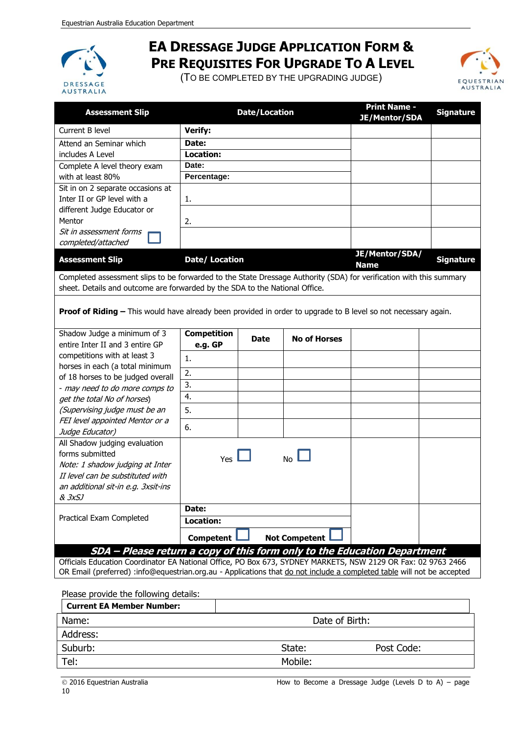# EA Dressage Judge Application Form & Pre Requisites For Upgrade To A Level

(To be completed by the upgrading judge)

| Assessment Slip | Date/Location | | | Print Name - JE/Mentor/SDA | Signature |
|---|---|---|---|---|---|
| Current B level | **Verify:** | | | | |
| Attend an Seminar which includes A Level | **Date:** **Location:** | | | | |
| Complete A level theory exam with at least 80% | **Date:** **Percentage:** | | | | |
| Sit in on 2 separate occasions at Inter II or GP level with a different Judge Educator or Mentor | 1. | | | | |
| | 2. | | | | |
| *Sit in assessment forms completed/attached* ☐ | | | | | |
| **Assessment Slip** | **Date/ Location** | | | **JE/Mentor/SDA/ Name** | **Signature** |
| Completed assessment slips to be forwarded to the State Dressage Authority (SDA) for verification with this summary sheet. Details and outcome are forwarded by the SDA to the National Office. | | | | | |
| **Proof of Riding –** This would have already been provided in order to upgrade to B level so not necessary again. | | | | | |
| Shadow Judge a minimum of 3 entire Inter II and 3 entire GP competitions with at least 3 horses in each (a total minimum of 18 horses to be judged overall - *may need to do more comps to get the total No of horses*) *(Supervising judge must be an FEI level appointed Mentor or a Judge Educator)* | **Competition e.g. GP** | **Date** | **No of Horses** | | |
| | 1. | | | | |
| | 2. | | | | |
| | 3. | | | | |
| | 4. | | | | |
| | 5. | | | | |
| | 6. | | | | |
| All Shadow judging evaluation forms submitted *Note: 1 shadow judging at Inter II level can be substituted with an additional sit-in e.g. 3xsit-ins & 3xSJ* | Yes ☐ No ☐ | | | | |
| Practical Exam Completed | **Date:** **Location:** **Competent** ☐ **Not Competent** ☐ | | | | |

***SDA – Please return a copy of this form only to the Education Department***

Officials Education Coordinator EA National Office, PO Box 673, SYDNEY MARKETS, NSW 2129 OR Fax: 02 9763 2466 OR Email (preferred) :info@equestrian.org.au - Applications that do not include a completed table will not be accepted

Please provide the following details:

| **Current EA Member Number:** | | |
|---|---|---|
| Name: | Date of Birth: | |
| Address: | | |
| Suburb: | State: | Post Code: |
| Tel: | Mobile: | |

© 2016 Equestrian Australia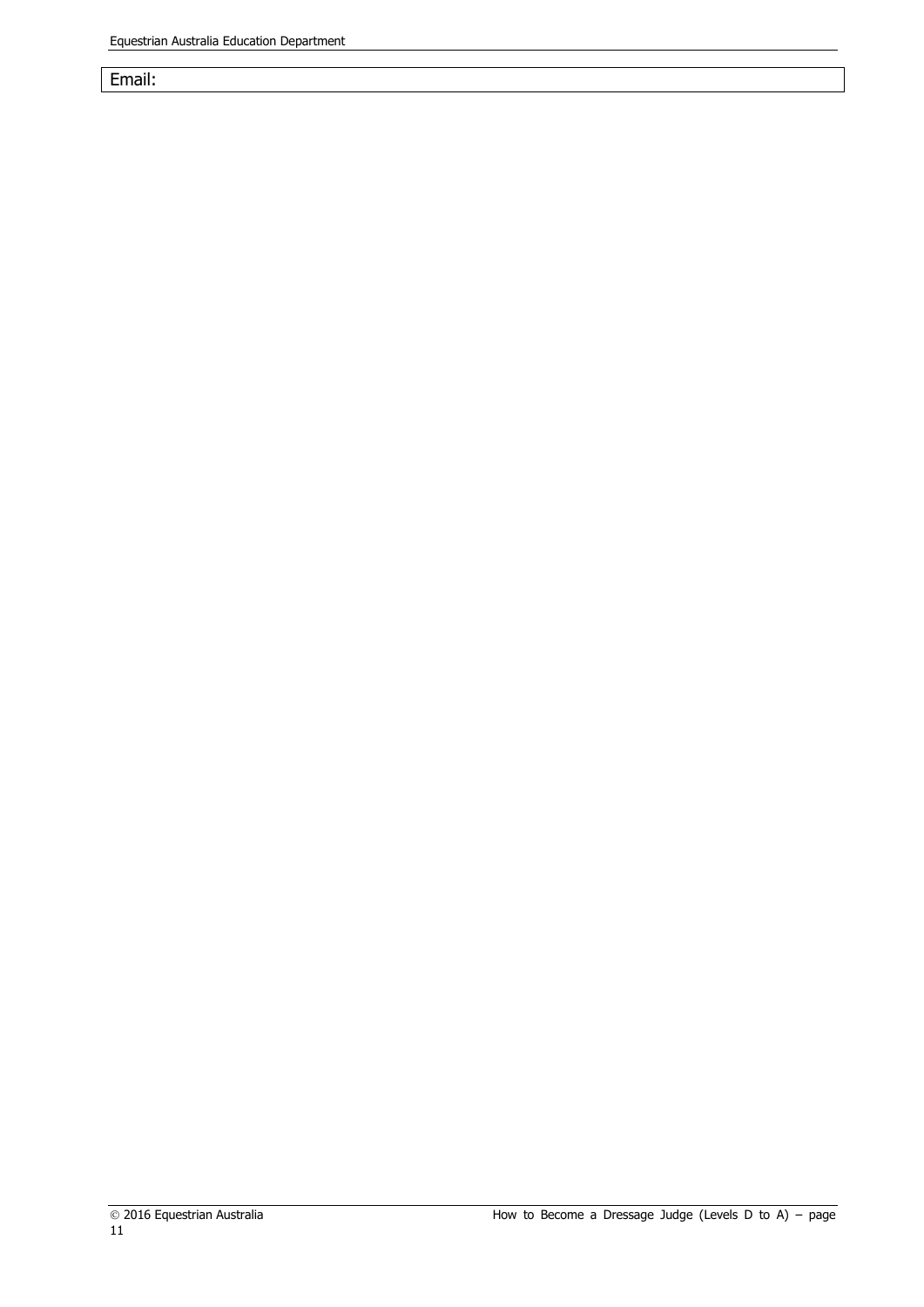| Email: |
|---|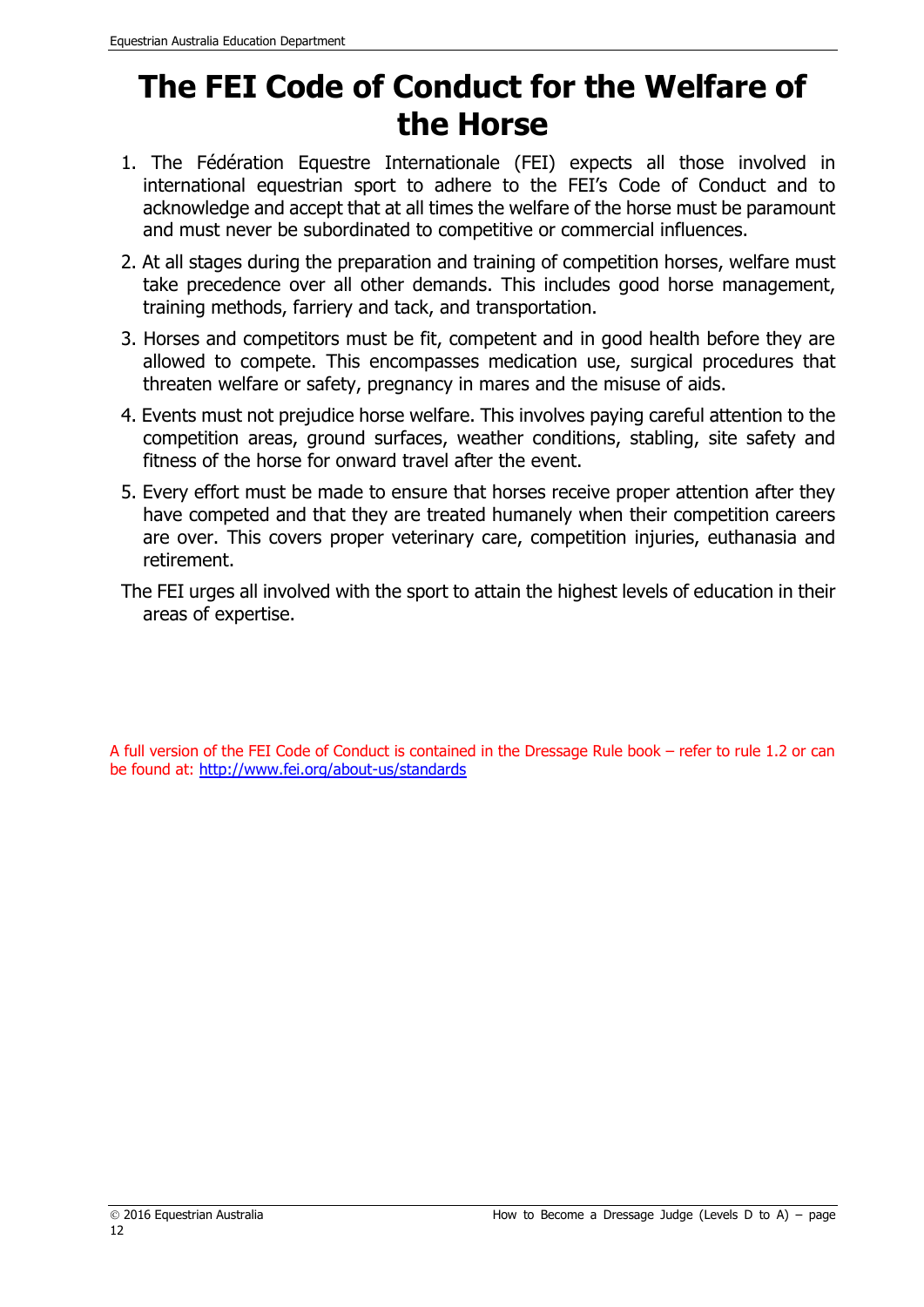# The FEI Code of Conduct for the Welfare of the Horse

1. The Fédération Equestre Internationale (FEI) expects all those involved in international equestrian sport to adhere to the FEI's Code of Conduct and to acknowledge and accept that at all times the welfare of the horse must be paramount and must never be subordinated to competitive or commercial influences.
2. At all stages during the preparation and training of competition horses, welfare must take precedence over all other demands. This includes good horse management, training methods, farriery and tack, and transportation.
3. Horses and competitors must be fit, competent and in good health before they are allowed to compete. This encompasses medication use, surgical procedures that threaten welfare or safety, pregnancy in mares and the misuse of aids.
4. Events must not prejudice horse welfare. This involves paying careful attention to the competition areas, ground surfaces, weather conditions, stabling, site safety and fitness of the horse for onward travel after the event.
5. Every effort must be made to ensure that horses receive proper attention after they have competed and that they are treated humanely when their competition careers are over. This covers proper veterinary care, competition injuries, euthanasia and retirement.

The FEI urges all involved with the sport to attain the highest levels of education in their areas of expertise.

A full version of the FEI Code of Conduct is contained in the Dressage Rule book – refer to rule 1.2 or can be found at: [http://www.fei.org/about-us/standards](http://www.fei.org/about-us/standards)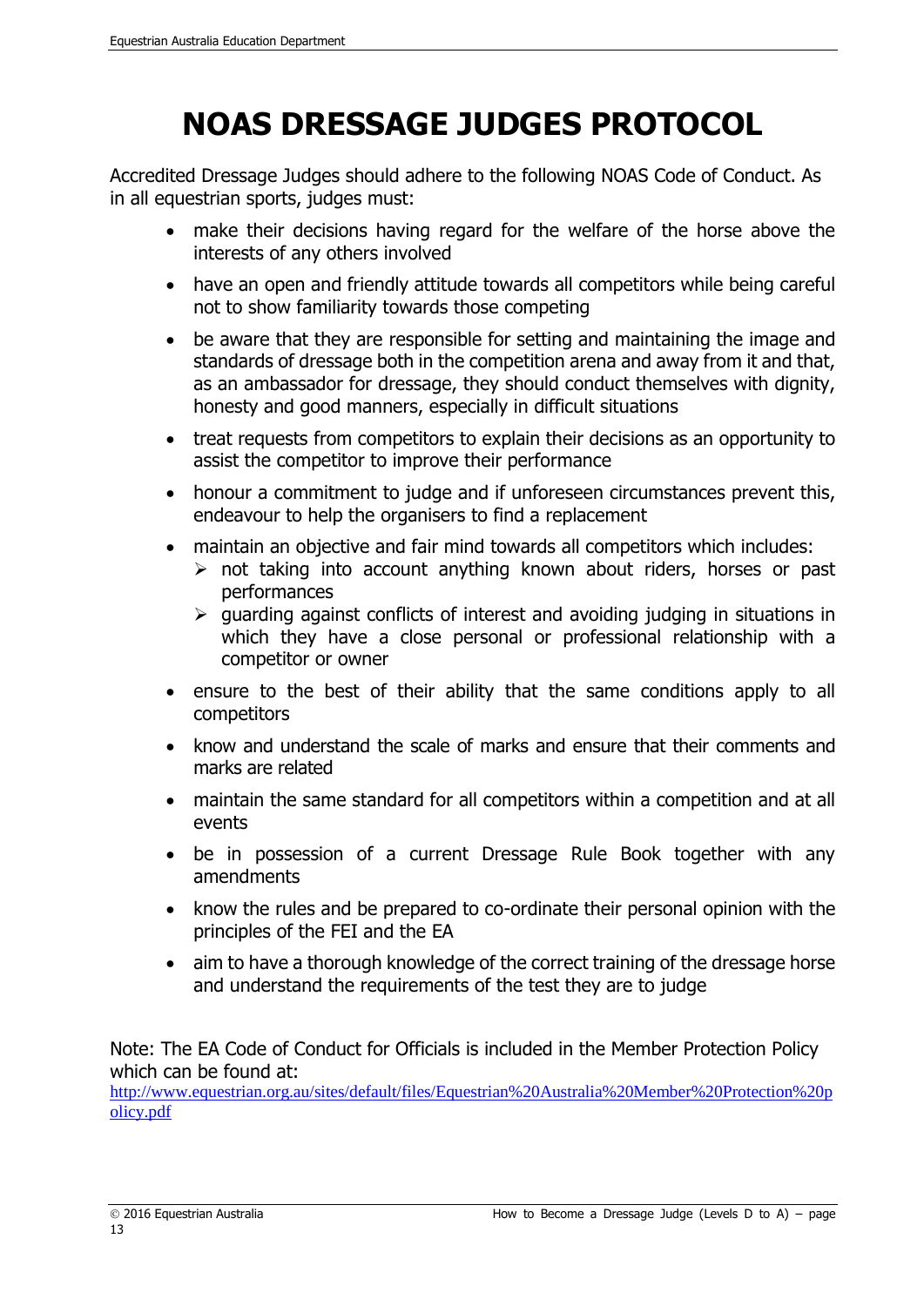# NOAS DRESSAGE JUDGES PROTOCOL

Accredited Dressage Judges should adhere to the following NOAS Code of Conduct. As in all equestrian sports, judges must:

- make their decisions having regard for the welfare of the horse above the interests of any others involved
- have an open and friendly attitude towards all competitors while being careful not to show familiarity towards those competing
- be aware that they are responsible for setting and maintaining the image and standards of dressage both in the competition arena and away from it and that, as an ambassador for dressage, they should conduct themselves with dignity, honesty and good manners, especially in difficult situations
- treat requests from competitors to explain their decisions as an opportunity to assist the competitor to improve their performance
- honour a commitment to judge and if unforeseen circumstances prevent this, endeavour to help the organisers to find a replacement
- maintain an objective and fair mind towards all competitors which includes:
  - not taking into account anything known about riders, horses or past performances
  - guarding against conflicts of interest and avoiding judging in situations in which they have a close personal or professional relationship with a competitor or owner
- ensure to the best of their ability that the same conditions apply to all competitors
- know and understand the scale of marks and ensure that their comments and marks are related
- maintain the same standard for all competitors within a competition and at all events
- be in possession of a current Dressage Rule Book together with any amendments
- know the rules and be prepared to co-ordinate their personal opinion with the principles of the FEI and the EA
- aim to have a thorough knowledge of the correct training of the dressage horse and understand the requirements of the test they are to judge

Note: The EA Code of Conduct for Officials is included in the Member Protection Policy which can be found at:
http://www.equestrian.org.au/sites/default/files/Equestrian%20Australia%20Member%20Protection%20policy.pdf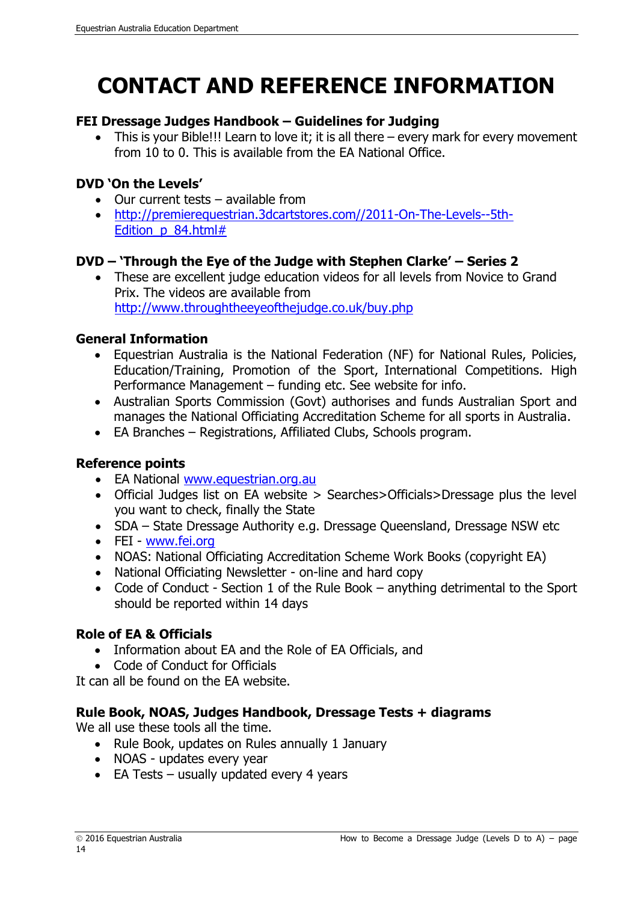# CONTACT AND REFERENCE INFORMATION

**FEI Dressage Judges Handbook – Guidelines for Judging**

- This is your Bible!!! Learn to love it; it is all there – every mark for every movement from 10 to 0. This is available from the EA National Office.

**DVD 'On the Levels'**

- Our current tests – available from
- http://premierequestrian.3dcartstores.com//2011-On-The-Levels--5th-Edition_p_84.html#

**DVD – 'Through the Eye of the Judge with Stephen Clarke' – Series 2**

- These are excellent judge education videos for all levels from Novice to Grand Prix. The videos are available from http://www.throughtheeyeofthejudge.co.uk/buy.php

**General Information**

- Equestrian Australia is the National Federation (NF) for National Rules, Policies, Education/Training, Promotion of the Sport, International Competitions. High Performance Management – funding etc. See website for info.
- Australian Sports Commission (Govt) authorises and funds Australian Sport and manages the National Officiating Accreditation Scheme for all sports in Australia.
- EA Branches – Registrations, Affiliated Clubs, Schools program.

**Reference points**

- EA National www.equestrian.org.au
- Official Judges list on EA website > Searches>Officials>Dressage plus the level you want to check, finally the State
- SDA – State Dressage Authority e.g. Dressage Queensland, Dressage NSW etc
- FEI - www.fei.org
- NOAS: National Officiating Accreditation Scheme Work Books (copyright EA)
- National Officiating Newsletter - on-line and hard copy
- Code of Conduct - Section 1 of the Rule Book – anything detrimental to the Sport should be reported within 14 days

**Role of EA & Officials**

- Information about EA and the Role of EA Officials, and
- Code of Conduct for Officials

It can all be found on the EA website.

**Rule Book, NOAS, Judges Handbook, Dressage Tests + diagrams**

We all use these tools all the time.

- Rule Book, updates on Rules annually 1 January
- NOAS - updates every year
- EA Tests – usually updated every 4 years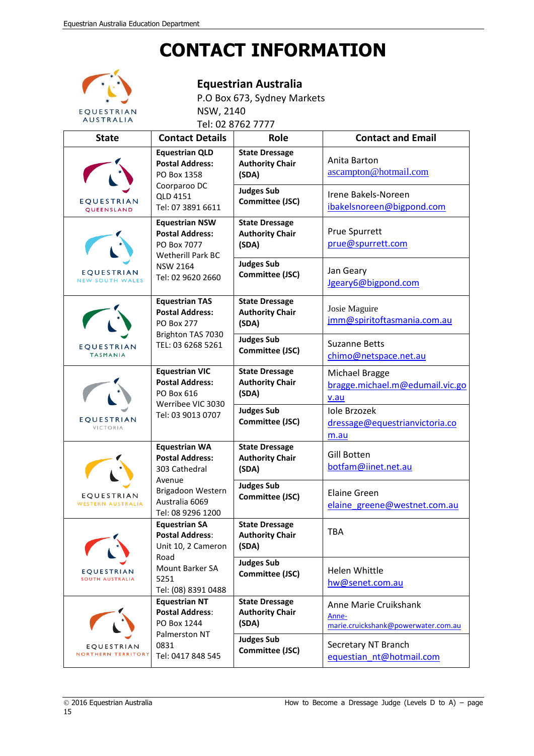# CONTACT INFORMATION

**Equestrian Australia**
P.O Box 673, Sydney Markets
NSW, 2140
Tel: 02 8762 7777

| State | Contact Details | Role | Contact and Email |
|---|---|---|---|
| EQUESTRIAN QUEENSLAND | **Equestrian QLD** **Postal Address:** PO Box 1358 Coorparoo DC QLD 4151 Tel: 07 3891 6611 | **State Dressage Authority Chair (SDA)** | Anita Barton ascampton@hotmail.com |
| | | **Judges Sub Committee (JSC)** | Irene Bakels-Noreen ibakelsnoreen@bigpond.com |
| EQUESTRIAN NEW SOUTH WALES | **Equestrian NSW** **Postal Address:** PO Box 7077 Wetherill Park BC NSW 2164 Tel: 02 9620 2660 | **State Dressage Authority Chair (SDA)** | Prue Spurrett prue@spurrett.com |
| | | **Judges Sub Committee (JSC)** | Jan Geary Jgeary6@bigpond.com |
| EQUESTRIAN TASMANIA | **Equestrian TAS** **Postal Address:** PO Box 277 Brighton TAS 7030 TEL: 03 6268 5261 | **State Dressage Authority Chair (SDA)** | Josie Maguire jmm@spiritoftasmania.com.au |
| | | **Judges Sub Committee (JSC)** | Suzanne Betts chimo@netspace.net.au |
| EQUESTRIAN VICTORIA | **Equestrian VIC** **Postal Address:** PO Box 616 Werribee VIC 3030 Tel: 03 9013 0707 | **State Dressage Authority Chair (SDA)** | Michael Bragge bragge.michael.m@edumail.vic.gov.au |
| | | **Judges Sub Committee (JSC)** | Iole Brzozek dressage@equestrianvictoria.com.au |
| EQUESTRIAN WESTERN AUSTRALIA | **Equestrian WA** **Postal Address:** 303 Cathedral Avenue Brigadoon Western Australia 6069 Tel: 08 9296 1200 | **State Dressage Authority Chair (SDA)** | Gill Botten botfam@iinet.net.au |
| | | **Judges Sub Committee (JSC)** | Elaine Green elaine_greene@westnet.com.au |
| EQUESTRIAN SOUTH AUSTRALIA | **Equestrian SA** **Postal Address**: Unit 10, 2 Cameron Road Mount Barker SA 5251 Tel: (08) 8391 0488 | **State Dressage Authority Chair (SDA)** | TBA |
| | | **Judges Sub Committee (JSC)** | Helen Whittle hw@senet.com.au |
| EQUESTRIAN NORTHERN TERRITORY | **Equestrian NT** **Postal Address**: PO Box 1244 Palmerston NT 0831 Tel: 0417 848 545 | **State Dressage Authority Chair (SDA)** | Anne Marie Cruikshank Anne-marie.cruickshank@powerwater.com.au |
| | | **Judges Sub Committee (JSC)** | Secretary NT Branch equestian_nt@hotmail.com |